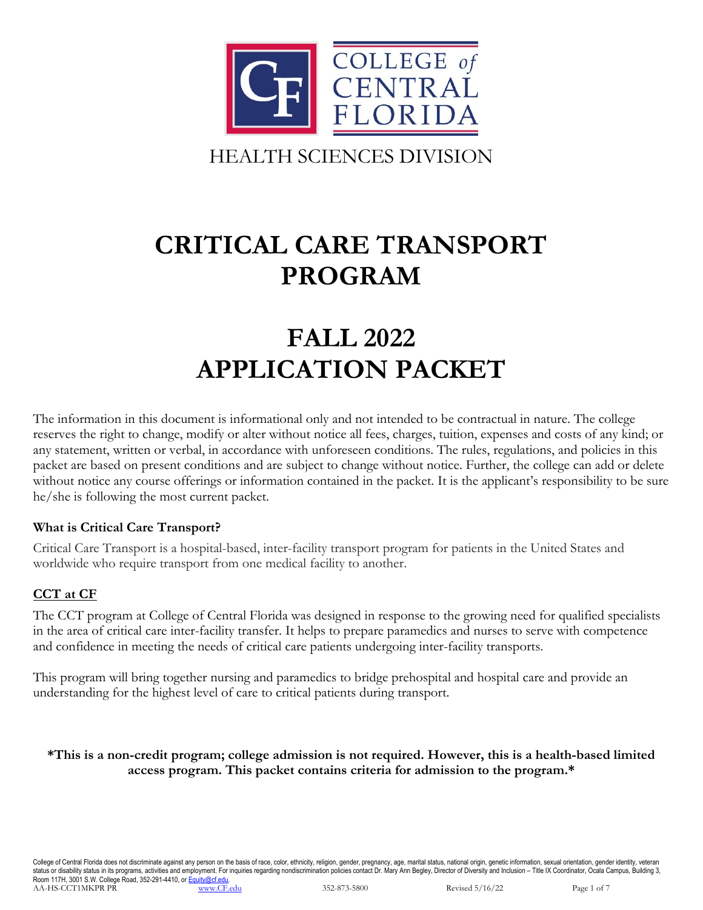COLLEGE of CENTRAL FLORIDA

HEALTH SCIENCES DIVISION

# CRITICAL CARE TRANSPORT PROGRAM

# FALL 2022 APPLICATION PACKET

The information in this document is informational only and not intended to be contractual in nature. The college reserves the right to change, modify or alter without notice all fees, charges, tuition, expenses and costs of any kind; or any statement, written or verbal, in accordance with unforeseen conditions. The rules, regulations, and policies in this packet are based on present conditions and are subject to change without notice. Further, the college can add or delete without notice any course offerings or information contained in the packet. It is the applicant's responsibility to be sure he/she is following the most current packet.

### What is Critical Care Transport?

Critical Care Transport is a hospital-based, inter-facility transport program for patients in the United States and worldwide who require transport from one medical facility to another.

### CCT at CF

The CCT program at College of Central Florida was designed in response to the growing need for qualified specialists in the area of critical care inter-facility transfer. It helps to prepare paramedics and nurses to serve with competence and confidence in meeting the needs of critical care patients undergoing inter-facility transports.

This program will bring together nursing and paramedics to bridge prehospital and hospital care and provide an understanding for the highest level of care to critical patients during transport.

**\*This is a non-credit program; college admission is not required. However, this is a health-based limited access program. This packet contains criteria for admission to the program.\***

College of Central Florida does not discriminate against any person on the basis of race, color, ethnicity, religion, gender, pregnancy, age, marital status, national origin, genetic information, sexual orientation, gender identity, veteran status or disability status in its programs, activities and employment. For inquiries regarding nondiscrimination policies contact Dr. Mary Ann Begley, Director of Diversity and Inclusion – Title IX Coordinator, Ocala Campus, Building 3, Room 117H, 3001 S.W. College Road, 352-291-4410, or Equity@cf.edu.

AA-HS-CCT1MKPR PR www.CF.edu 352-873-5800 Revised 5/16/22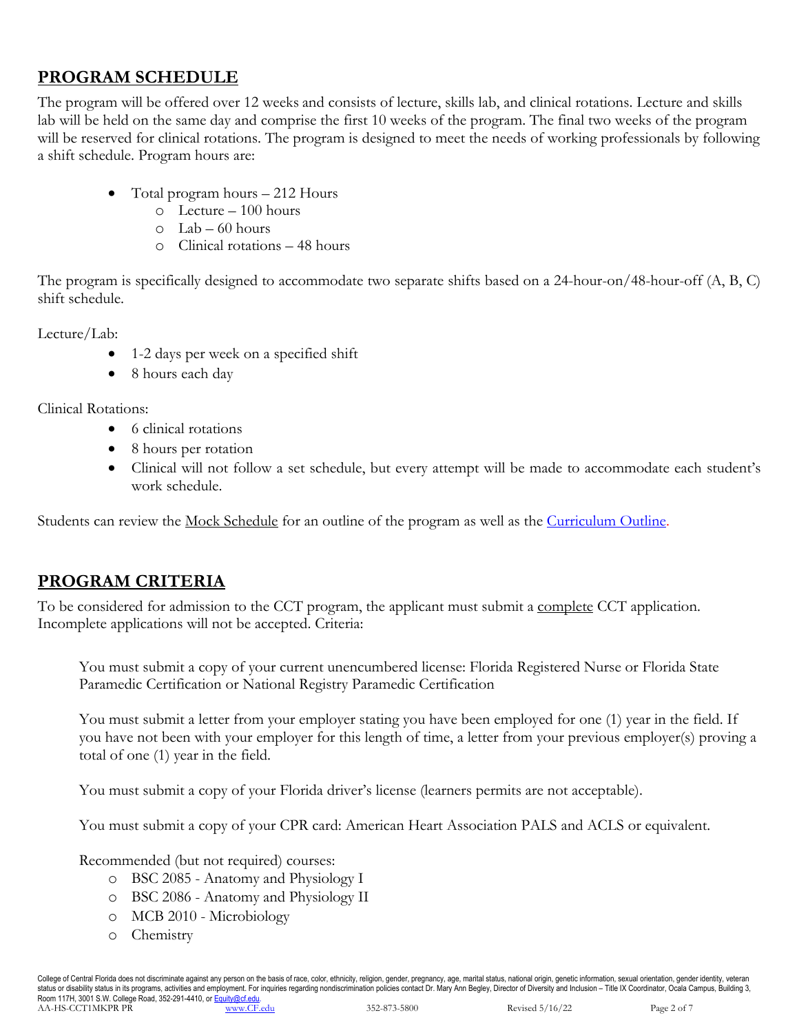## PROGRAM SCHEDULE

The program will be offered over 12 weeks and consists of lecture, skills lab, and clinical rotations. Lecture and skills lab will be held on the same day and comprise the first 10 weeks of the program. The final two weeks of the program will be reserved for clinical rotations. The program is designed to meet the needs of working professionals by following a shift schedule. Program hours are:

- Total program hours – 212 Hours
  - Lecture – 100 hours
  - Lab – 60 hours
  - Clinical rotations – 48 hours

The program is specifically designed to accommodate two separate shifts based on a 24-hour-on/48-hour-off (A, B, C) shift schedule.

Lecture/Lab:

- 1-2 days per week on a specified shift
- 8 hours each day

Clinical Rotations:

- 6 clinical rotations
- 8 hours per rotation
- Clinical will not follow a set schedule, but every attempt will be made to accommodate each student's work schedule.

Students can review the Mock Schedule for an outline of the program as well as the Curriculum Outline.

## PROGRAM CRITERIA

To be considered for admission to the CCT program, the applicant must submit a complete CCT application. Incomplete applications will not be accepted. Criteria:

You must submit a copy of your current unencumbered license: Florida Registered Nurse or Florida State Paramedic Certification or National Registry Paramedic Certification

You must submit a letter from your employer stating you have been employed for one (1) year in the field. If you have not been with your employer for this length of time, a letter from your previous employer(s) proving a total of one (1) year in the field.

You must submit a copy of your Florida driver's license (learners permits are not acceptable).

You must submit a copy of your CPR card: American Heart Association PALS and ACLS or equivalent.

Recommended (but not required) courses:

- BSC 2085 - Anatomy and Physiology I
- BSC 2086 - Anatomy and Physiology II
- MCB 2010 - Microbiology
- Chemistry

College of Central Florida does not discriminate against any person on the basis of race, color, ethnicity, religion, gender, pregnancy, age, marital status, national origin, genetic information, sexual orientation, gender identity, veteran status or disability status in its programs, activities and employment. For inquiries regarding nondiscrimination policies contact Dr. Mary Ann Begley, Director of Diversity and Inclusion – Title IX Coordinator, Ocala Campus, Building 3, Room 117H, 3001 S.W. College Road, 352-291-4410, or Equity@cf.edu.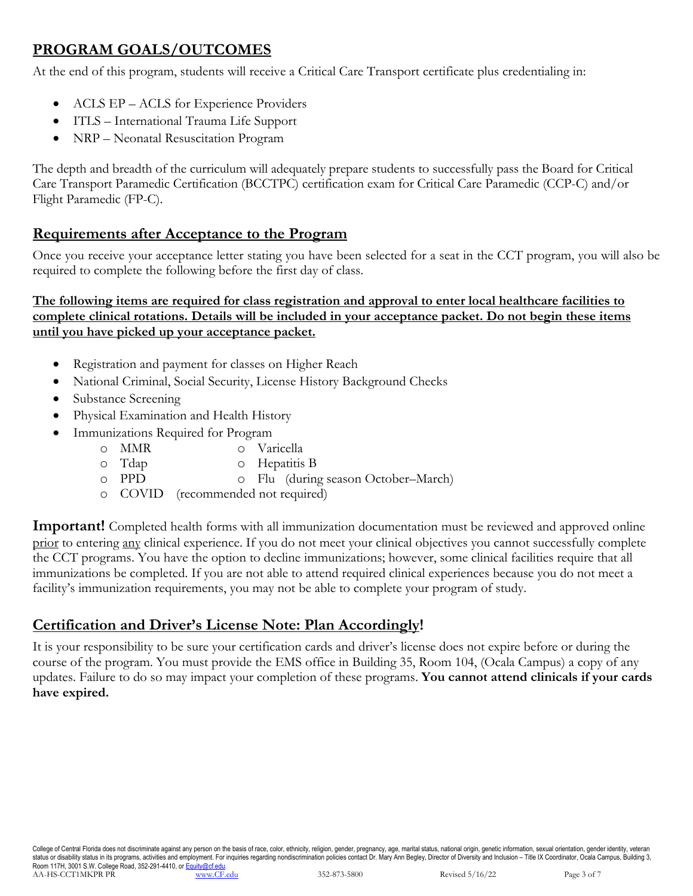## **PROGRAM GOALS/OUTCOMES**

At the end of this program, students will receive a Critical Care Transport certificate plus credentialing in:

- ACLS EP – ACLS for Experience Providers
- ITLS – International Trauma Life Support
- NRP – Neonatal Resuscitation Program

The depth and breadth of the curriculum will adequately prepare students to successfully pass the Board for Critical Care Transport Paramedic Certification (BCCTPC) certification exam for Critical Care Paramedic (CCP-C) and/or Flight Paramedic (FP-C).

### **Requirements after Acceptance to the Program**

Once you receive your acceptance letter stating you have been selected for a seat in the CCT program, you will also be required to complete the following before the first day of class.

**The following items are required for class registration and approval to enter local healthcare facilities to complete clinical rotations. Details will be included in your acceptance packet. Do not begin these items until you have picked up your acceptance packet.**

- Registration and payment for classes on Higher Reach
- National Criminal, Social Security, License History Background Checks
- Substance Screening
- Physical Examination and Health History
- Immunizations Required for Program
  - MMR
  - Varicella
  - Tdap
  - Hepatitis B
  - PPD
  - Flu (during season October–March)
  - COVID (recommended not required)

**Important!** Completed health forms with all immunization documentation must be reviewed and approved online prior to entering any clinical experience. If you do not meet your clinical objectives you cannot successfully complete the CCT programs. You have the option to decline immunizations; however, some clinical facilities require that all immunizations be completed. If you are not able to attend required clinical experiences because you do not meet a facility's immunization requirements, you may not be able to complete your program of study.

### **Certification and Driver's License Note: Plan Accordingly!**

It is your responsibility to be sure your certification cards and driver's license does not expire before or during the course of the program. You must provide the EMS office in Building 35, Room 104, (Ocala Campus) a copy of any updates. Failure to do so may impact your completion of these programs. **You cannot attend clinicals if your cards have expired.**

College of Central Florida does not discriminate against any person on the basis of race, color, ethnicity, religion, gender, pregnancy, age, marital status, national origin, genetic information, sexual orientation, gender identity, veteran status or disability status in its programs, activities and employment. For inquiries regarding nondiscrimination policies contact Dr. Mary Ann Begley, Director of Diversity and Inclusion – Title IX Coordinator, Ocala Campus, Building 3, Room 117H, 3001 S.W. College Road, 352-291-4410, or Equity@cf.edu.

AA-HS-CCT1MKPR PR | www.CF.edu | 352-873-5800 | Revised 5/16/22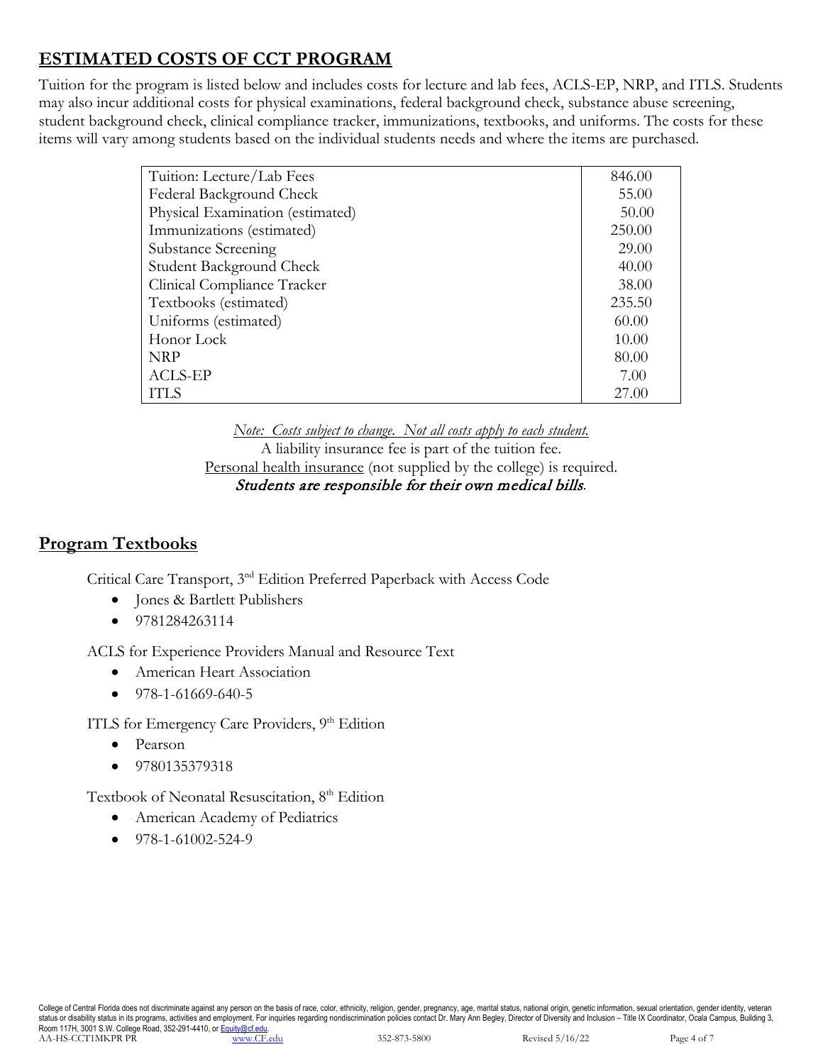## **ESTIMATED COSTS OF CCT PROGRAM**

Tuition for the program is listed below and includes costs for lecture and lab fees, ACLS-EP, NRP, and ITLS. Students may also incur additional costs for physical examinations, federal background check, substance abuse screening, student background check, clinical compliance tracker, immunizations, textbooks, and uniforms. The costs for these items will vary among students based on the individual students needs and where the items are purchased.

| | |
|---|---|
| Tuition: Lecture/Lab Fees | 846.00 |
| Federal Background Check | 55.00 |
| Physical Examination (estimated) | 50.00 |
| Immunizations (estimated) | 250.00 |
| Substance Screening | 29.00 |
| Student Background Check | 40.00 |
| Clinical Compliance Tracker | 38.00 |
| Textbooks (estimated) | 235.50 |
| Uniforms (estimated) | 60.00 |
| Honor Lock | 10.00 |
| NRP | 80.00 |
| ACLS-EP | 7.00 |
| ITLS | 27.00 |

*Note: Costs subject to change. Not all costs apply to each student.*

A liability insurance fee is part of the tuition fee.

Personal health insurance (not supplied by the college) is required.

***Students are responsible for their own medical bills.***

## **Program Textbooks**

Critical Care Transport, 3rd Edition Preferred Paperback with Access Code

- Jones & Bartlett Publishers
- 9781284263114

ACLS for Experience Providers Manual and Resource Text

- American Heart Association
- 978-1-61669-640-5

ITLS for Emergency Care Providers, 9th Edition

- Pearson
- 9780135379318

Textbook of Neonatal Resuscitation, 8th Edition

- American Academy of Pediatrics
- 978-1-61002-524-9

College of Central Florida does not discriminate against any person on the basis of race, color, ethnicity, religion, gender, pregnancy, age, marital status, national origin, genetic information, sexual orientation, gender identity, veteran status or disability status in its programs, activities and employment. For inquiries regarding nondiscrimination policies contact Dr. Mary Ann Begley, Director of Diversity and Inclusion – Title IX Coordinator, Ocala Campus, Building 3, Room 117H, 3001 S.W. College Road, 352-291-4410, or Equity@cf.edu.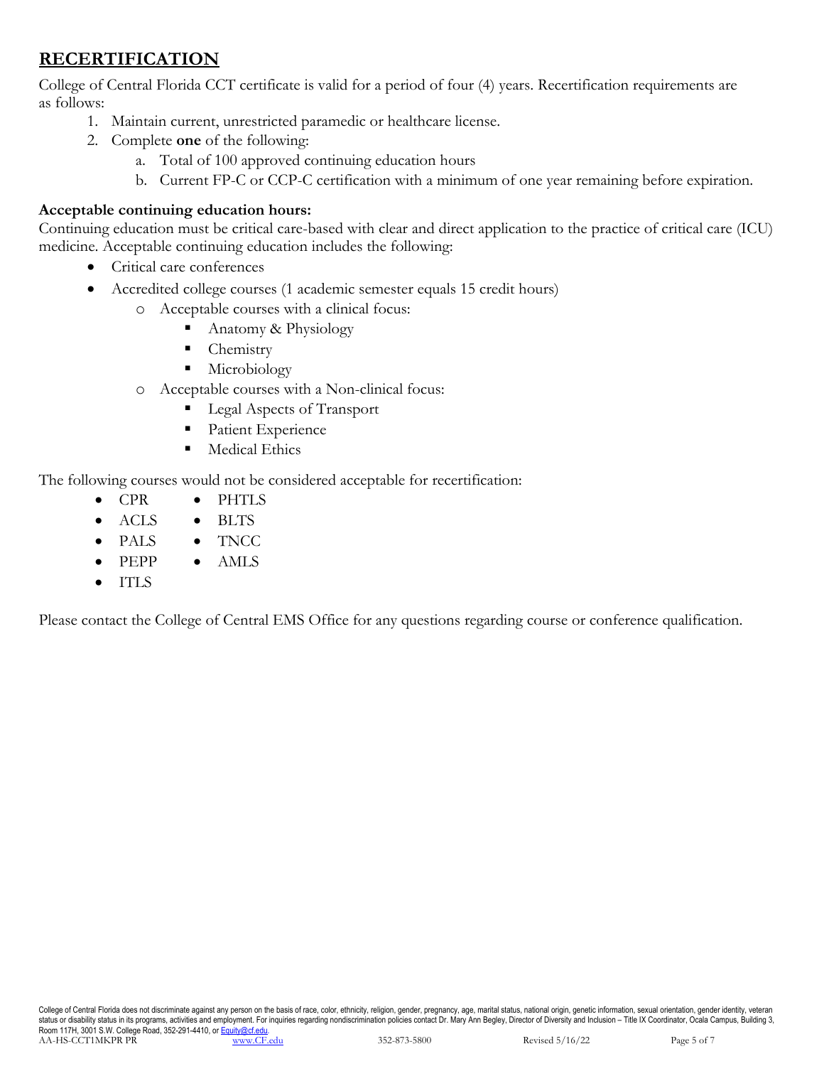## RECERTIFICATION

College of Central Florida CCT certificate is valid for a period of four (4) years. Recertification requirements are as follows:

1. Maintain current, unrestricted paramedic or healthcare license.
2. Complete **one** of the following:
   a. Total of 100 approved continuing education hours
   b. Current FP-C or CCP-C certification with a minimum of one year remaining before expiration.

**Acceptable continuing education hours:**

Continuing education must be critical care-based with clear and direct application to the practice of critical care (ICU) medicine. Acceptable continuing education includes the following:

- Critical care conferences
- Accredited college courses (1 academic semester equals 15 credit hours)
  - Acceptable courses with a clinical focus:
    - Anatomy & Physiology
    - Chemistry
    - Microbiology
  - Acceptable courses with a Non-clinical focus:
    - Legal Aspects of Transport
    - Patient Experience
    - Medical Ethics

The following courses would not be considered acceptable for recertification:

- CPR
- ACLS
- PALS
- PEPP
- ITLS
- PHTLS
- BLTS
- TNCC
- AMLS

Please contact the College of Central EMS Office for any questions regarding course or conference qualification.

College of Central Florida does not discriminate against any person on the basis of race, color, ethnicity, religion, gender, pregnancy, age, marital status, national origin, genetic information, sexual orientation, gender identity, veteran status or disability status in its programs, activities and employment. For inquiries regarding nondiscrimination policies contact Dr. Mary Ann Begley, Director of Diversity and Inclusion – Title IX Coordinator, Ocala Campus, Building 3, Room 117H, 3001 S.W. College Road, 352-291-4410, or Equity@cf.edu.

AA-HS-CCT1MKPR PR www.CF.edu 352-873-5800 Revised 5/16/22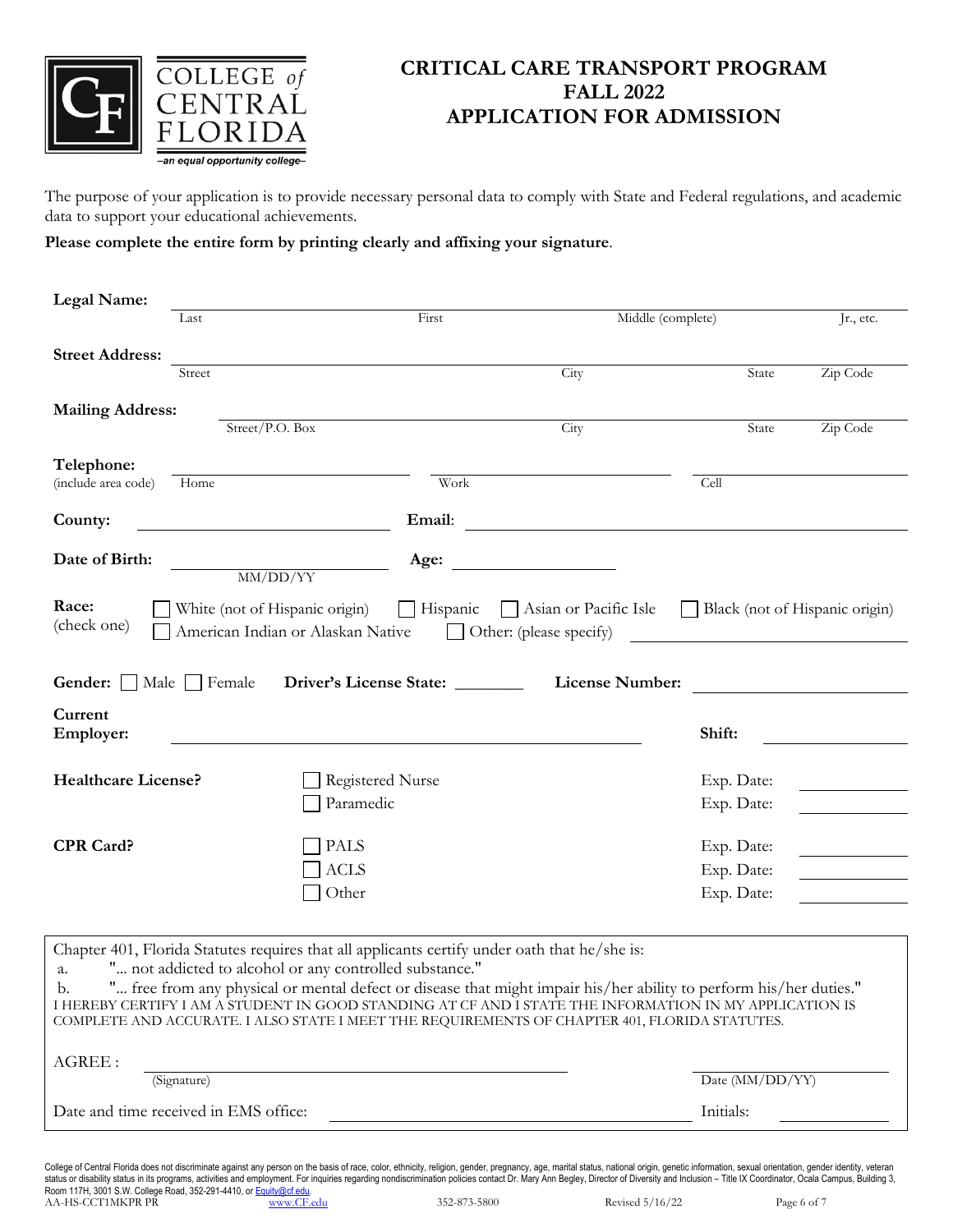COLLEGE *of* CENTRAL FLORIDA

–an equal opportunity college–

# CRITICAL CARE TRANSPORT PROGRAM
# FALL 2022
# APPLICATION FOR ADMISSION

The purpose of your application is to provide necessary personal data to comply with State and Federal regulations, and academic data to support your educational achievements.

**Please complete the entire form by printing clearly and affixing your signature**.

**Legal Name:** ______________________________________________
Last    First    Middle (complete)    Jr., etc.

**Street Address:** ______________________________________________
Street    City    State    Zip Code

**Mailing Address:** ______________________________________________
Street/P.O. Box    City    State    Zip Code

**Telephone:** (include area code) ______________ Home    ______________ Work    ______________ Cell

**County:** ______________    **Email**: ______________

**Date of Birth:** ______________ (MM/DD/YY)    **Age:** ______________

**Race:** (check one)
- ☐ White (not of Hispanic origin)
- ☐ Hispanic
- ☐ Asian or Pacific Isle
- ☐ Black (not of Hispanic origin)
- ☐ American Indian or Alaskan Native
- ☐ Other: (please specify) ______________

**Gender:** ☐ Male ☐ Female    **Driver's License State:** ________    **License Number:** ______________

**Current Employer:** ______________________________    **Shift:** ______________

**Healthcare License?**
- ☐ Registered Nurse    Exp. Date: ________
- ☐ Paramedic    Exp. Date: ________

**CPR Card?**
- ☐ PALS    Exp. Date: ________
- ☐ ACLS    Exp. Date: ________
- ☐ Other    Exp. Date: ________

Chapter 401, Florida Statutes requires that all applicants certify under oath that he/she is:

a. "... not addicted to alcohol or any controlled substance."

b. "... free from any physical or mental defect or disease that might impair his/her ability to perform his/her duties."

I HEREBY CERTIFY I AM A STUDENT IN GOOD STANDING AT CF AND I STATE THE INFORMATION IN MY APPLICATION IS COMPLETE AND ACCURATE. I ALSO STATE I MEET THE REQUIREMENTS OF CHAPTER 401, FLORIDA STATUTES.

AGREE : ______________________________ (Signature)    ______________ Date (MM/DD/YY)

Date and time received in EMS office: ______________________________    Initials: ________

College of Central Florida does not discriminate against any person on the basis of race, color, ethnicity, religion, gender, pregnancy, age, marital status, national origin, genetic information, sexual orientation, gender identity, veteran status or disability status in its programs, activities and employment. For inquiries regarding nondiscrimination policies contact Dr. Mary Ann Begley, Director of Diversity and Inclusion – Title IX Coordinator, Ocala Campus, Building 3, Room 117H, 3001 S.W. College Road, 352-291-4410, or Equity@cf.edu.

AA-HS-CCT1MKPR PR    www.CF.edu    352-873-5800    Revised 5/16/22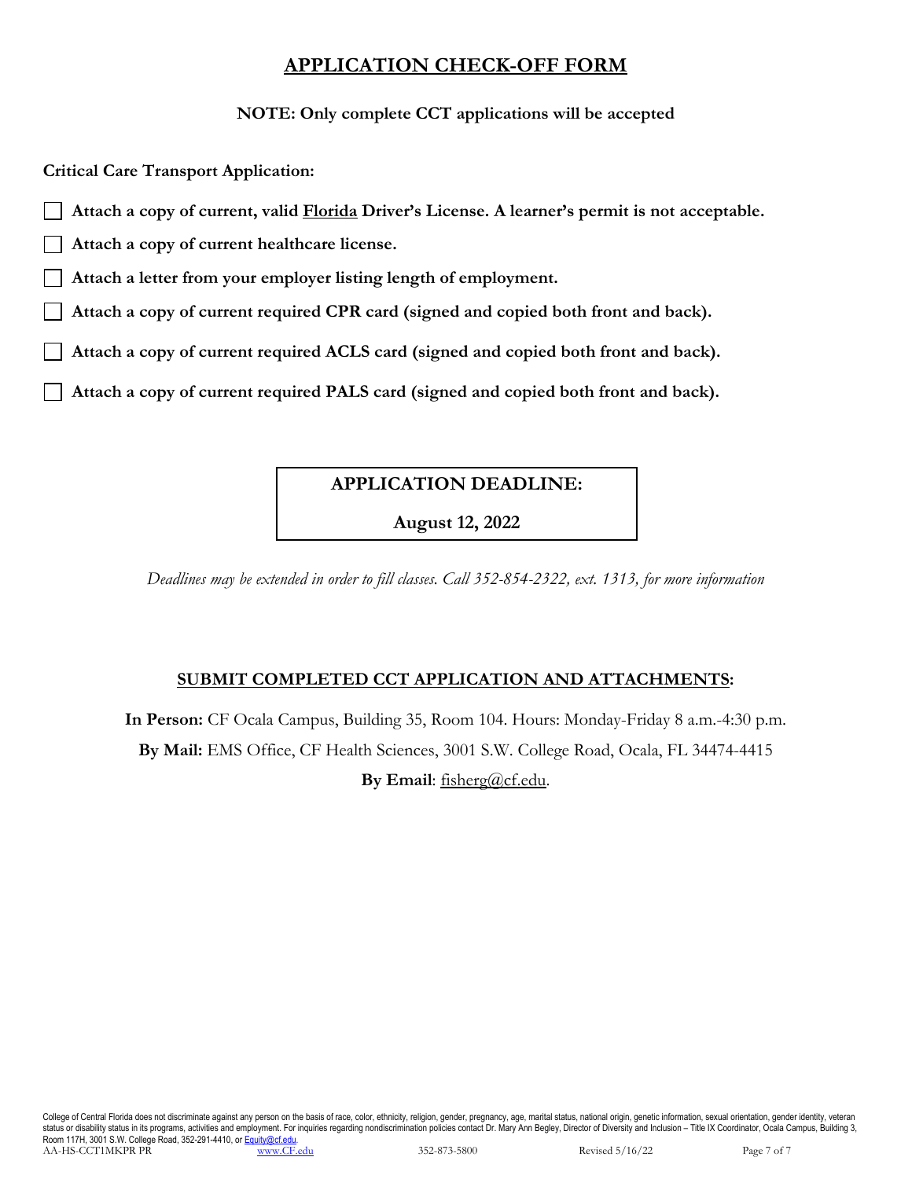# APPLICATION CHECK-OFF FORM

**NOTE: Only complete CCT applications will be accepted**

**Critical Care Transport Application:**

- ☐ **Attach a copy of current, valid Florida Driver's License. A learner's permit is not acceptable.**
- ☐ **Attach a copy of current healthcare license.**
- ☐ **Attach a letter from your employer listing length of employment.**
- ☐ **Attach a copy of current required CPR card (signed and copied both front and back).**
- ☐ **Attach a copy of current required ACLS card (signed and copied both front and back).**
- ☐ **Attach a copy of current required PALS card (signed and copied both front and back).**

**APPLICATION DEADLINE:**

**August 12, 2022**

*Deadlines may be extended in order to fill classes. Call 352-854-2322, ext. 1313, for more information*

**SUBMIT COMPLETED CCT APPLICATION AND ATTACHMENTS:**

**In Person:** CF Ocala Campus, Building 35, Room 104. Hours: Monday-Friday 8 a.m.-4:30 p.m.

**By Mail:** EMS Office, CF Health Sciences, 3001 S.W. College Road, Ocala, FL 34474-4415

**By Email**: fisherg@cf.edu.

College of Central Florida does not discriminate against any person on the basis of race, color, ethnicity, religion, gender, pregnancy, age, marital status, national origin, genetic information, sexual orientation, gender identity, veteran status or disability status in its programs, activities and employment. For inquiries regarding nondiscrimination policies contact Dr. Mary Ann Begley, Director of Diversity and Inclusion – Title IX Coordinator, Ocala Campus, Building 3, Room 117H, 3001 S.W. College Road, 352-291-4410, or Equity@cf.edu.

AA-HS-CCT1MKPR PR www.CF.edu 352-873-5800 Revised 5/16/22